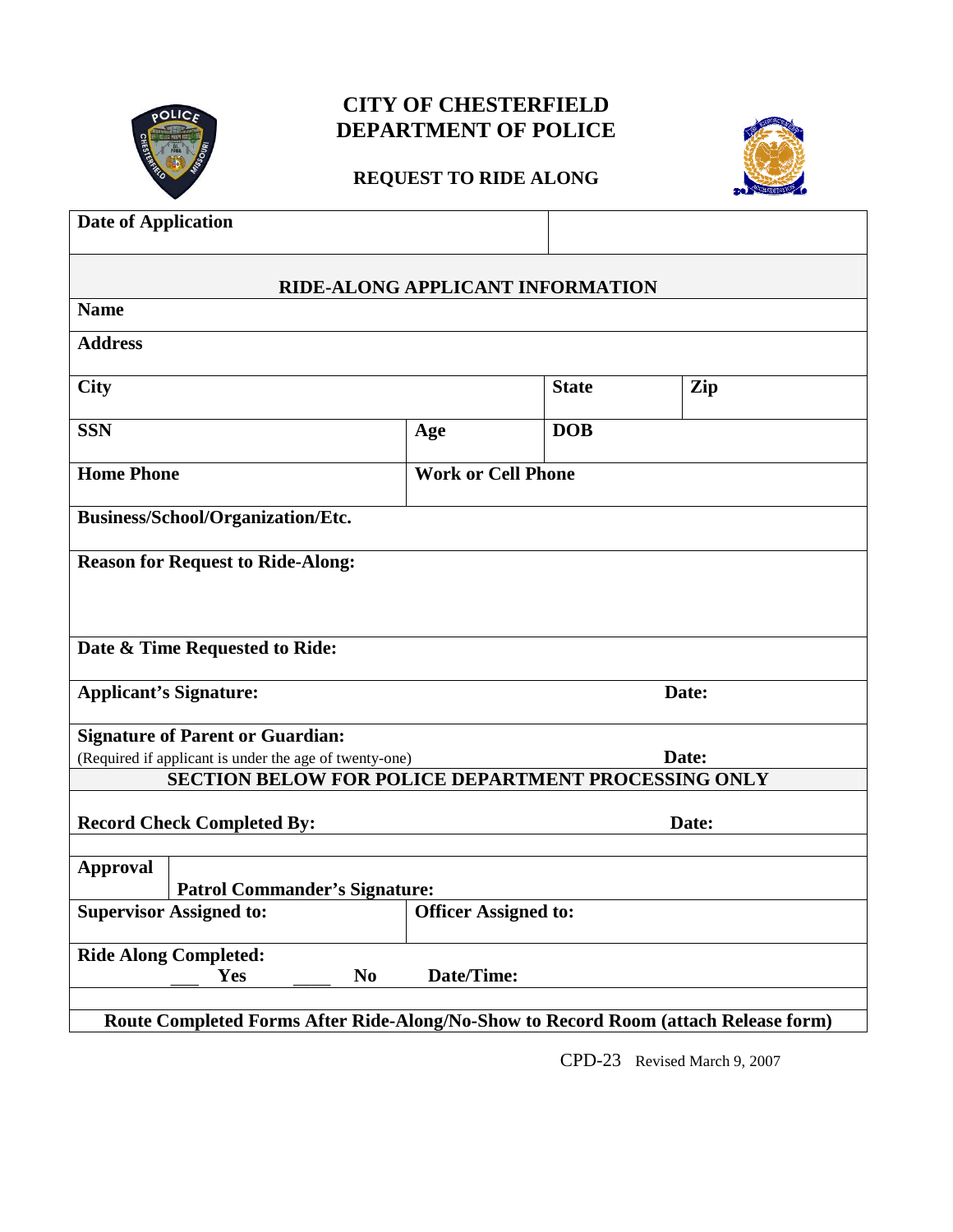# CITY OF CHESTERFIELD
# DEPARTMENT OF POLICE

## REQUEST TO RIDE ALONG

| **Date of Application** | | | |
|---|---|---|---|
| **RIDE-ALONG APPLICANT INFORMATION** | | | |
| **Name** | | | |
| **Address** | | | |
| **City** | | **State** | **Zip** |
| **SSN** | **Age** | **DOB** | |
| **Home Phone** | **Work or Cell Phone** | | |
| **Business/School/Organization/Etc.** | | | |
| **Reason for Request to Ride-Along:** | | | |
| **Date & Time Requested to Ride:** | | | |
| **Applicant's Signature:** | | **Date:** | |
| **Signature of Parent or Guardian:** (Required if applicant is under the age of twenty-one) | | **Date:** | |
| **SECTION BELOW FOR POLICE DEPARTMENT PROCESSING ONLY** | | | |
| **Record Check Completed By:** | | **Date:** | |
| **Approval** | **Patrol Commander's Signature:** | | |
| **Supervisor Assigned to:** | **Officer Assigned to:** | | |
| **Ride Along Completed:** ___ **Yes** ____ **No** | **Date/Time:** | | |
| **Route Completed Forms After Ride-Along/No-Show to Record Room (attach Release form)** | | | |

CPD-23 Revised March 9, 2007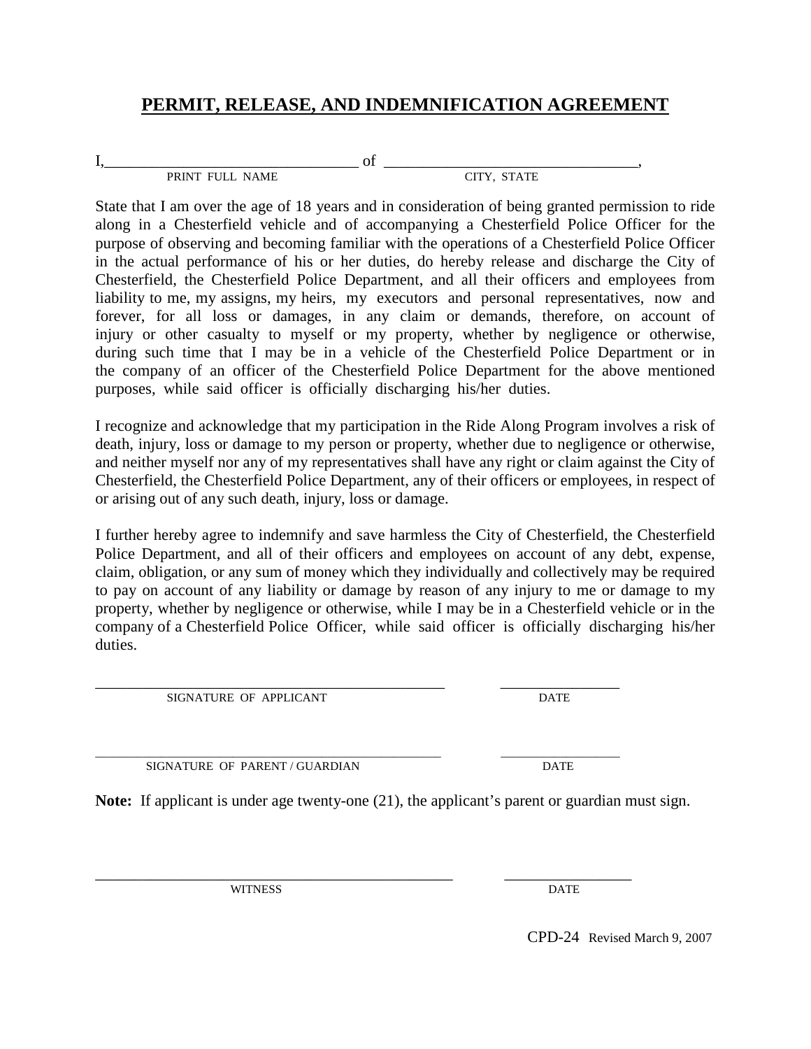# PERMIT, RELEASE, AND INDEMNIFICATION AGREEMENT

I,_________________________________ of _________________________________,
PRINT FULL NAME CITY, STATE

State that I am over the age of 18 years and in consideration of being granted permission to ride along in a Chesterfield vehicle and of accompanying a Chesterfield Police Officer for the purpose of observing and becoming familiar with the operations of a Chesterfield Police Officer in the actual performance of his or her duties, do hereby release and discharge the City of Chesterfield, the Chesterfield Police Department, and all their officers and employees from liability to me, my assigns, my heirs, my executors and personal representatives, now and forever, for all loss or damages, in any claim or demands, therefore, on account of injury or other casualty to myself or my property, whether by negligence or otherwise, during such time that I may be in a vehicle of the Chesterfield Police Department or in the company of an officer of the Chesterfield Police Department for the above mentioned purposes, while said officer is officially discharging his/her duties.

I recognize and acknowledge that my participation in the Ride Along Program involves a risk of death, injury, loss or damage to my person or property, whether due to negligence or otherwise, and neither myself nor any of my representatives shall have any right or claim against the City of Chesterfield, the Chesterfield Police Department, any of their officers or employees, in respect of or arising out of any such death, injury, loss or damage.

I further hereby agree to indemnify and save harmless the City of Chesterfield, the Chesterfield Police Department, and all of their officers and employees on account of any debt, expense, claim, obligation, or any sum of money which they individually and collectively may be required to pay on account of any liability or damage by reason of any injury to me or damage to my property, whether by negligence or otherwise, while I may be in a Chesterfield vehicle or in the company of a Chesterfield Police Officer, while said officer is officially discharging his/her duties.

_______________________________________________ _______________
SIGNATURE OF APPLICANT DATE

_______________________________________________ _______________
SIGNATURE OF PARENT / GUARDIAN DATE

**Note:** If applicant is under age twenty-one (21), the applicant's parent or guardian must sign.

_______________________________________________ _______________
WITNESS DATE

CPD-24 Revised March 9, 2007